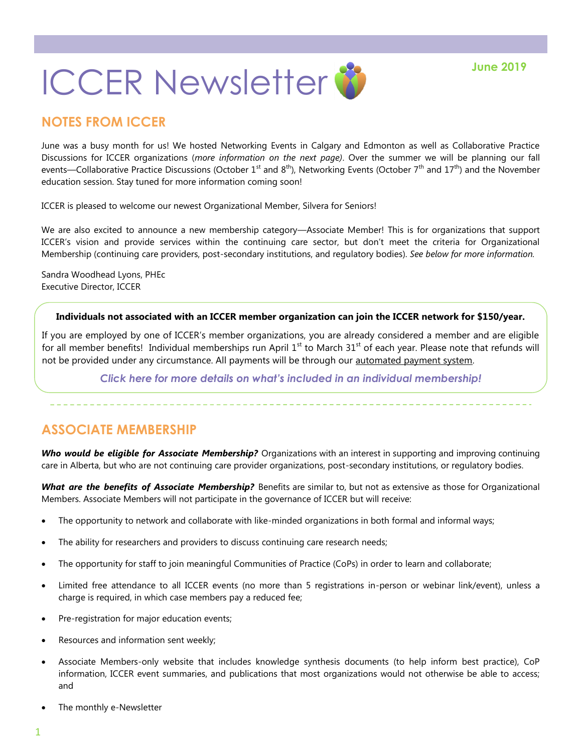# ICCER Newsletter

**June 2019**

## NOTES FROM ICCER

June was a busy month for us! We hosted Networking Events in Calgary and Edmonton as well as Collaborative Practice Discussions for ICCER organizations (*more information on the next page*). Over the summer we will be planning our fall events—Collaborative Practice Discussions (October 1st and 8th), Networking Events (October 7th and 17th) and the November education session. Stay tuned for more information coming soon!

ICCER is pleased to welcome our newest Organizational Member, Silvera for Seniors!

We are also excited to announce a new membership category—Associate Member! This is for organizations that support ICCER's vision and provide services within the continuing care sector, but don't meet the criteria for Organizational Membership (continuing care providers, post-secondary institutions, and regulatory bodies). *See below for more information.*

Sandra Woodhead Lyons, PHEc
Executive Director, ICCER

**Individuals not associated with an ICCER member organization can join the ICCER network for $150/year.**

If you are employed by one of ICCER's member organizations, you are already considered a member and are eligible for all member benefits! Individual memberships run April 1st to March 31st of each year. Please note that refunds will not be provided under any circumstance. All payments will be through our automated payment system.

***Click here for more details on what's included in an individual membership!***

## ASSOCIATE MEMBERSHIP

***Who would be eligible for Associate Membership?*** Organizations with an interest in supporting and improving continuing care in Alberta, but who are not continuing care provider organizations, post-secondary institutions, or regulatory bodies.

***What are the benefits of Associate Membership?*** Benefits are similar to, but not as extensive as those for Organizational Members. Associate Members will not participate in the governance of ICCER but will receive:

- The opportunity to network and collaborate with like-minded organizations in both formal and informal ways;
- The ability for researchers and providers to discuss continuing care research needs;
- The opportunity for staff to join meaningful Communities of Practice (CoPs) in order to learn and collaborate;
- Limited free attendance to all ICCER events (no more than 5 registrations in-person or webinar link/event), unless a charge is required, in which case members pay a reduced fee;
- Pre-registration for major education events;
- Resources and information sent weekly;
- Associate Members-only website that includes knowledge synthesis documents (to help inform best practice), CoP information, ICCER event summaries, and publications that most organizations would not otherwise be able to access; and
- The monthly e-Newsletter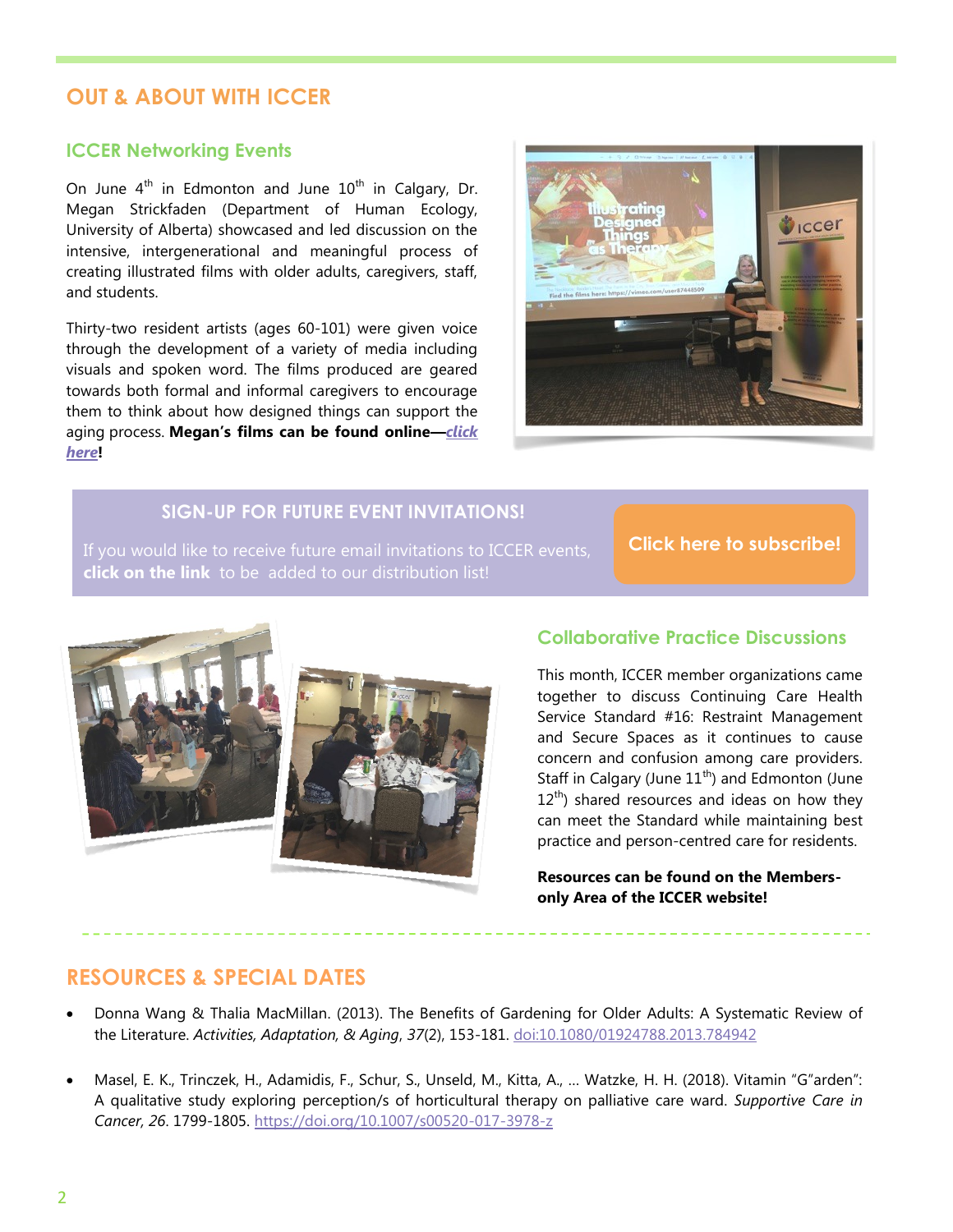## OUT & ABOUT WITH ICCER

### ICCER Networking Events

On June 4th in Edmonton and June 10th in Calgary, Dr. Megan Strickfaden (Department of Human Ecology, University of Alberta) showcased and led discussion on the intensive, intergenerational and meaningful process of creating illustrated films with older adults, caregivers, staff, and students.

Thirty-two resident artists (ages 60-101) were given voice through the development of a variety of media including visuals and spoken word. The films produced are geared towards both formal and informal caregivers to encourage them to think about how designed things can support the aging process. **Megan's films can be found online—*click here*!**

**SIGN-UP FOR FUTURE EVENT INVITATIONS!**

If you would like to receive future email invitations to ICCER events, **click on the link** to be added to our distribution list!

**Click here to subscribe!**

### Collaborative Practice Discussions

This month, ICCER member organizations came together to discuss Continuing Care Health Service Standard #16: Restraint Management and Secure Spaces as it continues to cause concern and confusion among care providers. Staff in Calgary (June 11th) and Edmonton (June 12th) shared resources and ideas on how they can meet the Standard while maintaining best practice and person-centred care for residents.

**Resources can be found on the Members-only Area of the ICCER website!**

## RESOURCES & SPECIAL DATES

- Donna Wang & Thalia MacMillan. (2013). The Benefits of Gardening for Older Adults: A Systematic Review of the Literature. *Activities, Adaptation, & Aging*, *37*(2), 153-181. doi:10.1080/01924788.2013.784942
- Masel, E. K., Trinczek, H., Adamidis, F., Schur, S., Unseld, M., Kitta, A., … Watzke, H. H. (2018). Vitamin "G"arden": A qualitative study exploring perception/s of horticultural therapy on palliative care ward. *Supportive Care in Cancer, 26*. 1799-1805. https://doi.org/10.1007/s00520-017-3978-z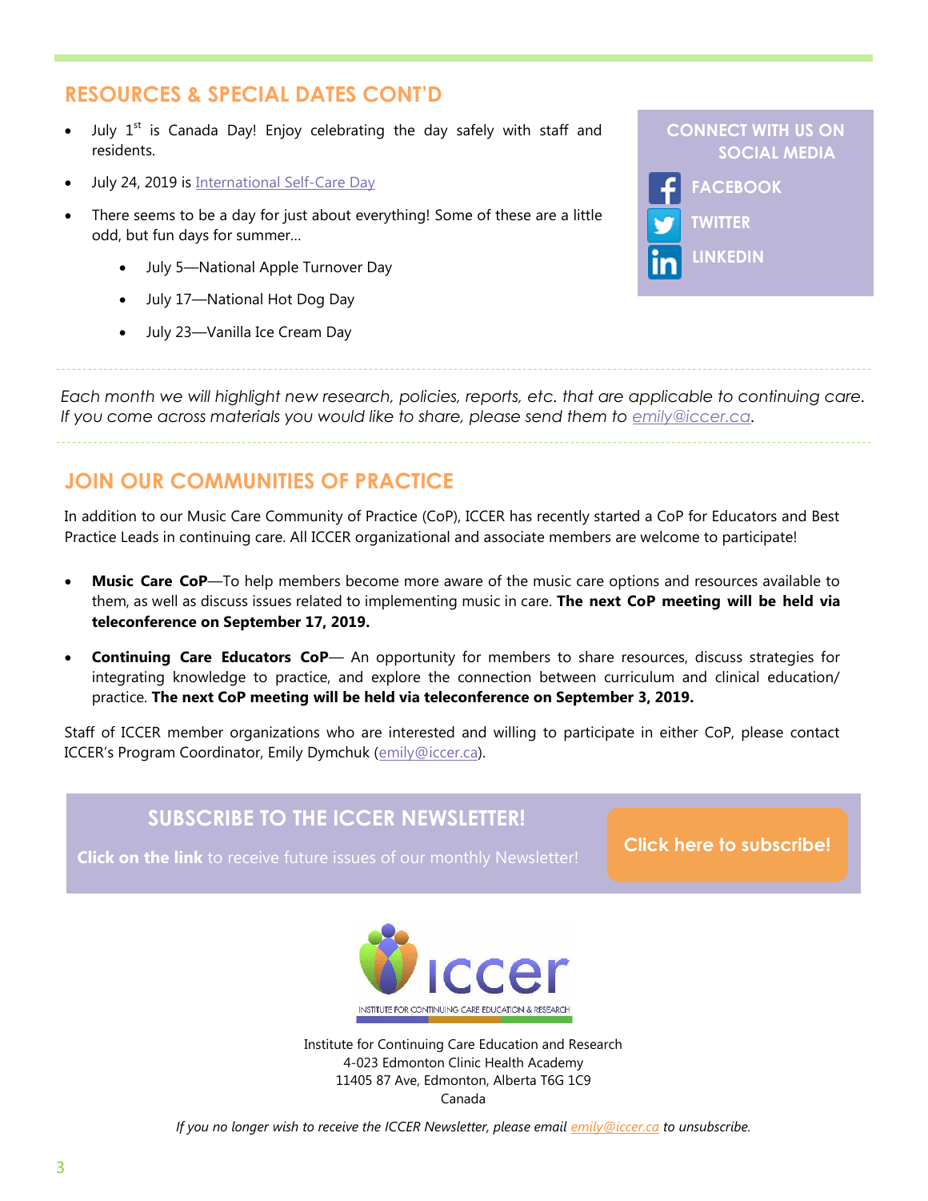## RESOURCES & SPECIAL DATES CONT'D

- July 1st is Canada Day! Enjoy celebrating the day safely with staff and residents.
- July 24, 2019 is International Self-Care Day
- There seems to be a day for just about everything! Some of these are a little odd, but fun days for summer…
  - July 5—National Apple Turnover Day
  - July 17—National Hot Dog Day
  - July 23—Vanilla Ice Cream Day

**CONNECT WITH US ON SOCIAL MEDIA**

- FACEBOOK
- TWITTER
- LINKEDIN

*Each month we will highlight new research, policies, reports, etc. that are applicable to continuing care. If you come across materials you would like to share, please send them to emily@iccer.ca.*

## JOIN OUR COMMUNITIES OF PRACTICE

In addition to our Music Care Community of Practice (CoP), ICCER has recently started a CoP for Educators and Best Practice Leads in continuing care. All ICCER organizational and associate members are welcome to participate!

- **Music Care CoP**—To help members become more aware of the music care options and resources available to them, as well as discuss issues related to implementing music in care. **The next CoP meeting will be held via teleconference on September 17, 2019.**
- **Continuing Care Educators CoP**— An opportunity for members to share resources, discuss strategies for integrating knowledge to practice, and explore the connection between curriculum and clinical education/ practice. **The next CoP meeting will be held via teleconference on September 3, 2019.**

Staff of ICCER member organizations who are interested and willing to participate in either CoP, please contact ICCER's Program Coordinator, Emily Dymchuk (emily@iccer.ca).

## SUBSCRIBE TO THE ICCER NEWSLETTER!

**Click on the link** to receive future issues of our monthly Newsletter!

**Click here to subscribe!**

iccer
INSTITUTE FOR CONTINUING CARE EDUCATION & RESEARCH

Institute for Continuing Care Education and Research
4-023 Edmonton Clinic Health Academy
11405 87 Ave, Edmonton, Alberta T6G 1C9
Canada

*If you no longer wish to receive the ICCER Newsletter, please email emily@iccer.ca to unsubscribe.*